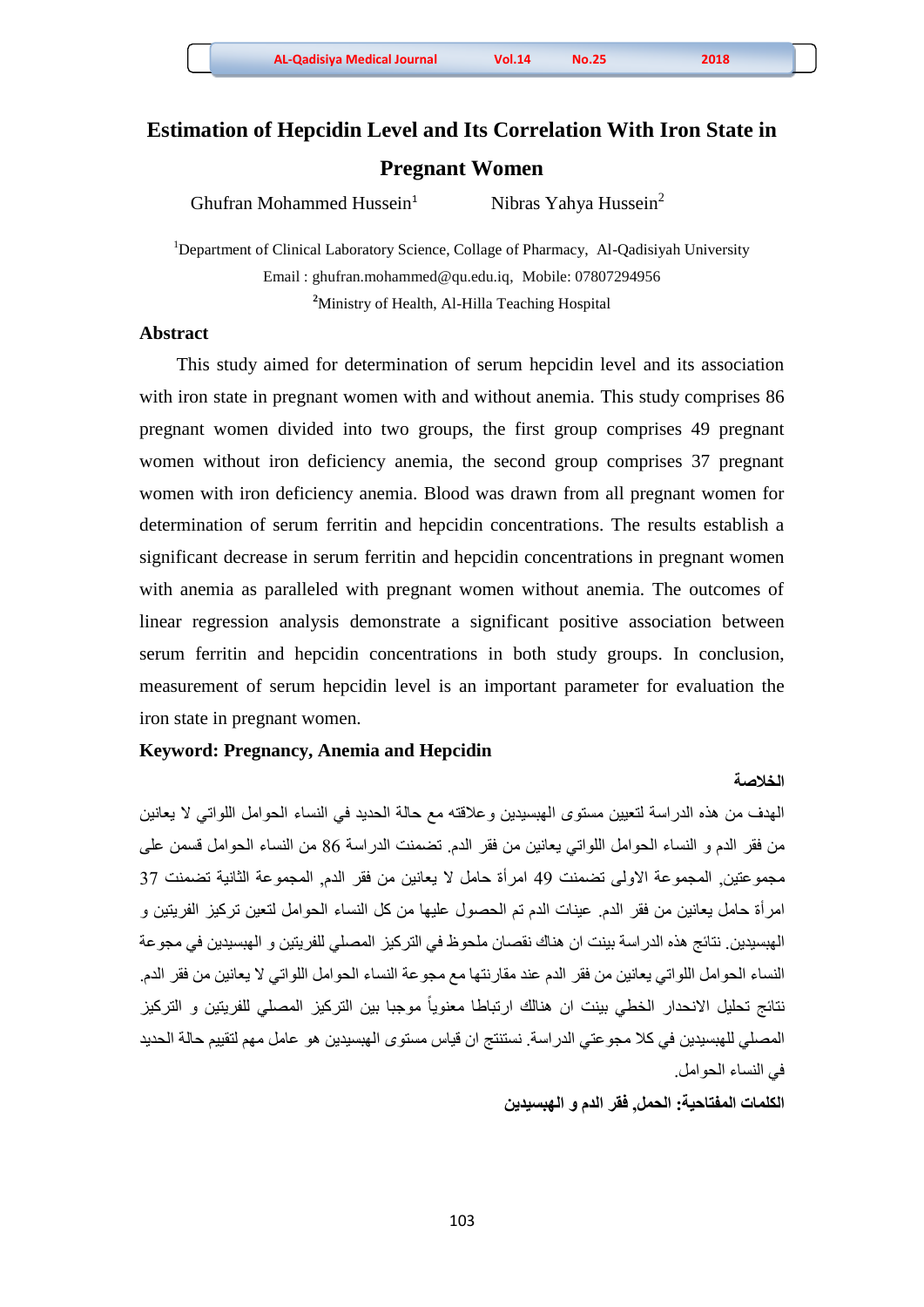# Estimation of Hepcidin Level and Its Correlation With Iron State in Pregnant Women

Ghufran Mohammed Hussein[1] Nibras Yahya Hussein[2]

[1]Department of Clinical Laboratory Science, Collage of Pharmacy, Al-Qadisiyah University

Email : ghufran.mohammed@qu.edu.iq, Mobile: 07807294956

[2]Ministry of Health, Al-Hilla Teaching Hospital

## Abstract

This study aimed for determination of serum hepcidin level and its association with iron state in pregnant women with and without anemia. This study comprises 86 pregnant women divided into two groups, the first group comprises 49 pregnant women without iron deficiency anemia, the second group comprises 37 pregnant women with iron deficiency anemia. Blood was drawn from all pregnant women for determination of serum ferritin and hepcidin concentrations. The results establish a significant decrease in serum ferritin and hepcidin concentrations in pregnant women with anemia as paralleled with pregnant women without anemia. The outcomes of linear regression analysis demonstrate a significant positive association between serum ferritin and hepcidin concentrations in both study groups. In conclusion, measurement of serum hepcidin level is an important parameter for evaluation the iron state in pregnant women.

**Keyword: Pregnancy, Anemia and Hepcidin**

**الخلاصة**

الهدف من هذه الدراسة لتعيين مستوى الهبسيدين وعلاقته مع حالة الحديد في النساء الحوامل اللواتي لا يعانين من فقر الدم و النساء الحوامل اللواتي يعانين من فقر الدم. تضمنت الدراسة 86 من النساء الحوامل قسمن على مجموعتين, المجموعة الاولى تضمنت 49 امرأة حامل لا يعانين من فقر الدم, المجموعة الثانية تضمنت 37 امرأة حامل يعانين من فقر الدم. عينات الدم تم الحصول عليها من كل النساء الحوامل لتعين تركيز الفريتين و الهبسيدين. نتائج هذه الدراسة بينت ان هناك نقصان ملحوظ في التركيز المصلي للفريتين و الهبسيدين في مجموعة النساء الحوامل اللواتي يعانين من فقر الدم عند مقارنتها مع مجموعة النساء الحوامل اللواتي لا يعانين من فقر الدم. نتائج تحليل الانحدار الخطي بينت ان هنالك ارتباطا معنوياً موجبا بين التركيز المصلي للفريتين و التركيز المصلي للهبسيدين في كلا مجموعتي الدراسة. نستنتج ان قياس مستوى الهبسيدين هو عامل مهم لتقييم حالة الحديد في النساء الحوامل.

**الكلمات المفتاحية: الحمل, فقر الدم و الهبسيدين**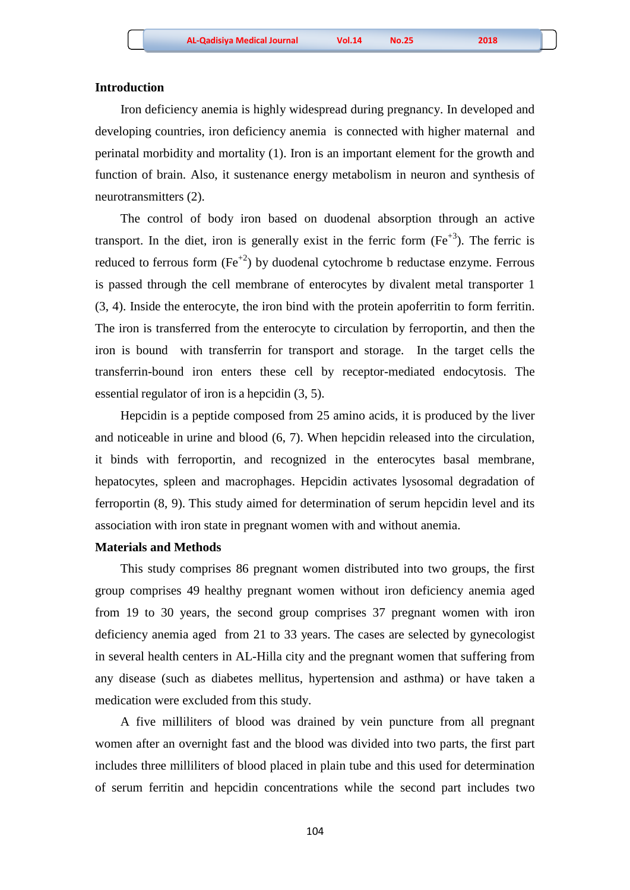## Introduction

Iron deficiency anemia is highly widespread during pregnancy. In developed and developing countries, iron deficiency anemia is connected with higher maternal and perinatal morbidity and mortality (1). Iron is an important element for the growth and function of brain. Also, it sustenance energy metabolism in neuron and synthesis of neurotransmitters (2).

The control of body iron based on duodenal absorption through an active transport. In the diet, iron is generally exist in the ferric form ($Fe^{+3}$). The ferric is reduced to ferrous form ($Fe^{+2}$) by duodenal cytochrome b reductase enzyme. Ferrous is passed through the cell membrane of enterocytes by divalent metal transporter 1 (3, 4). Inside the enterocyte, the iron bind with the protein apoferritin to form ferritin. The iron is transferred from the enterocyte to circulation by ferroportin, and then the iron is bound with transferrin for transport and storage. In the target cells the transferrin-bound iron enters these cell by receptor-mediated endocytosis. The essential regulator of iron is a hepcidin (3, 5).

Hepcidin is a peptide composed from 25 amino acids, it is produced by the liver and noticeable in urine and blood (6, 7). When hepcidin released into the circulation, it binds with ferroportin, and recognized in the enterocytes basal membrane, hepatocytes, spleen and macrophages. Hepcidin activates lysosomal degradation of ferroportin (8, 9). This study aimed for determination of serum hepcidin level and its association with iron state in pregnant women with and without anemia.

## Materials and Methods

This study comprises 86 pregnant women distributed into two groups, the first group comprises 49 healthy pregnant women without iron deficiency anemia aged from 19 to 30 years, the second group comprises 37 pregnant women with iron deficiency anemia aged from 21 to 33 years. The cases are selected by gynecologist in several health centers in AL-Hilla city and the pregnant women that suffering from any disease (such as diabetes mellitus, hypertension and asthma) or have taken a medication were excluded from this study.

A five milliliters of blood was drained by vein puncture from all pregnant women after an overnight fast and the blood was divided into two parts, the first part includes three milliliters of blood placed in plain tube and this used for determination of serum ferritin and hepcidin concentrations while the second part includes two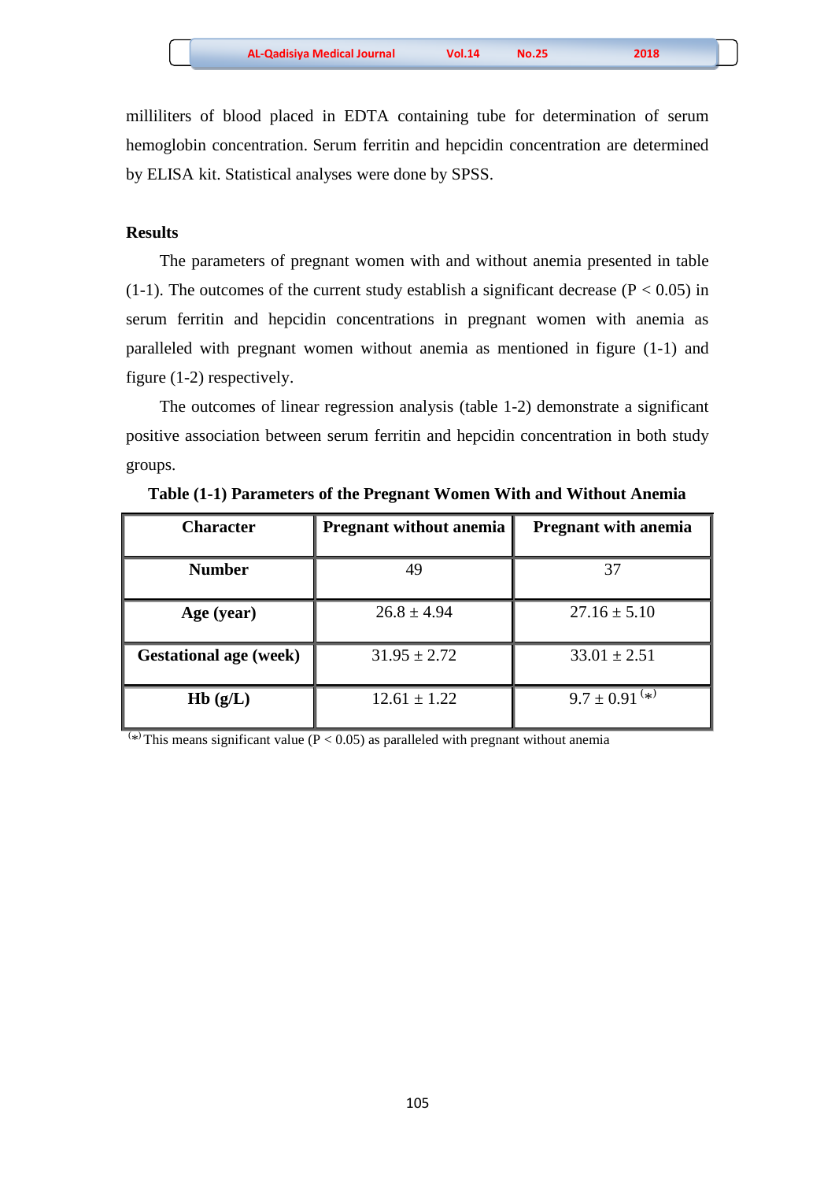milliliters of blood placed in EDTA containing tube for determination of serum hemoglobin concentration. Serum ferritin and hepcidin concentration are determined by ELISA kit. Statistical analyses were done by SPSS.

## Results

The parameters of pregnant women with and without anemia presented in table (1-1). The outcomes of the current study establish a significant decrease ($P < 0.05$) in serum ferritin and hepcidin concentrations in pregnant women with anemia as paralleled with pregnant women without anemia as mentioned in figure (1-1) and figure (1-2) respectively.

The outcomes of linear regression analysis (table 1-2) demonstrate a significant positive association between serum ferritin and hepcidin concentration in both study groups.

**Table (1-1) Parameters of the Pregnant Women With and Without Anemia**

| Character | Pregnant without anemia | Pregnant with anemia |
|---|---|---|
| **Number** | 49 | 37 |
| **Age (year)** | 26.8 ± 4.94 | 27.16 ± 5.10 |
| **Gestational age (week)** | 31.95 ± 2.72 | 33.01 ± 2.51 |
| **Hb (g/L)** | 12.61 ± 1.22 | 9.7 ± 0.91 (*) |

(*) This means significant value ($P < 0.05$) as paralleled with pregnant without anemia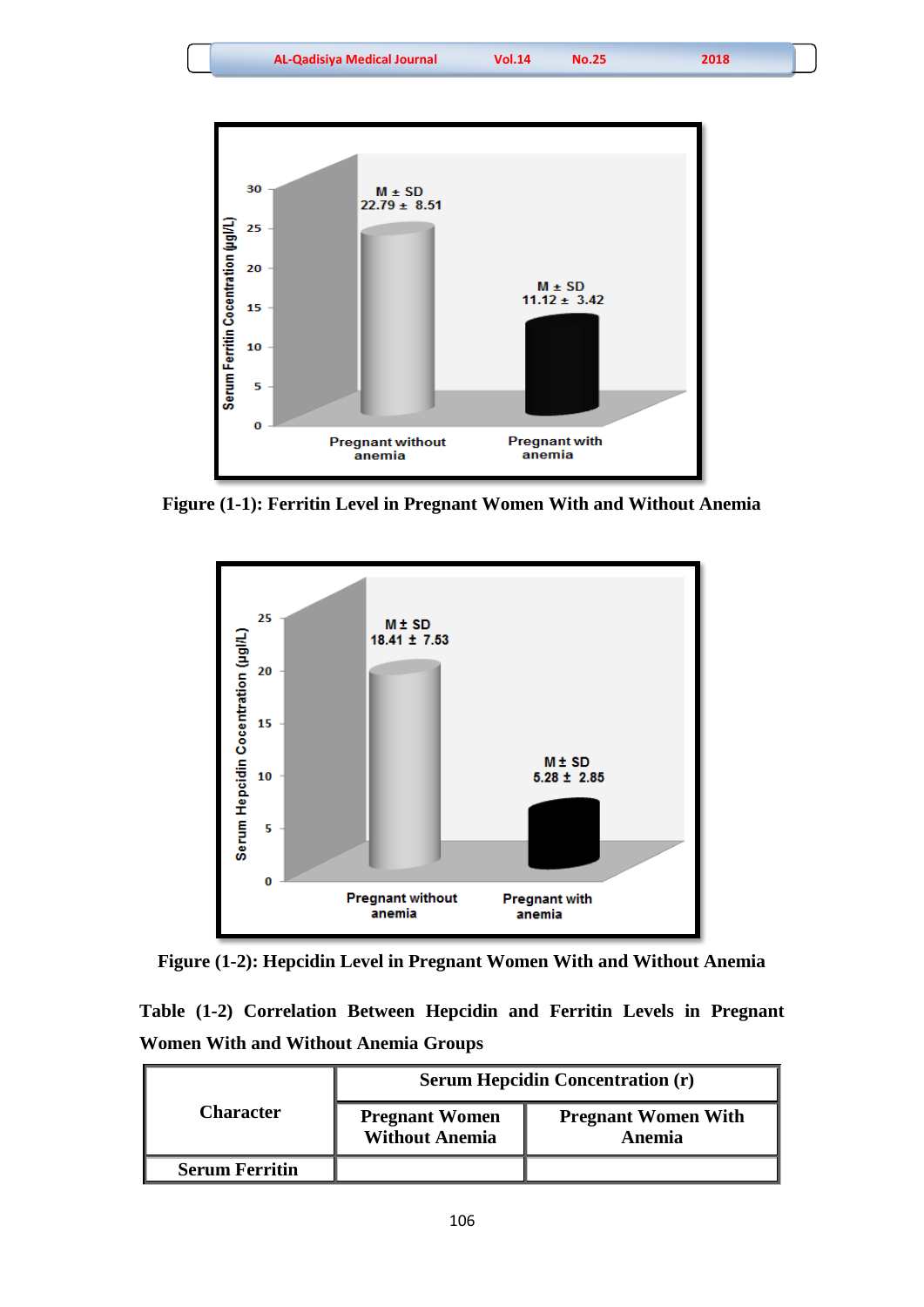Figure (1-1): Ferritin Level in Pregnant Women With and Without Anemia

Figure (1-2): Hepcidin Level in Pregnant Women With and Without Anemia

**Table (1-2) Correlation Between Hepcidin and Ferritin Levels in Pregnant Women With and Without Anemia Groups**

| Character | Serum Hepcidin Concentration (r) | |
|---|---|---|
| | Pregnant Women Without Anemia | Pregnant Women With Anemia |
| Serum Ferritin | | |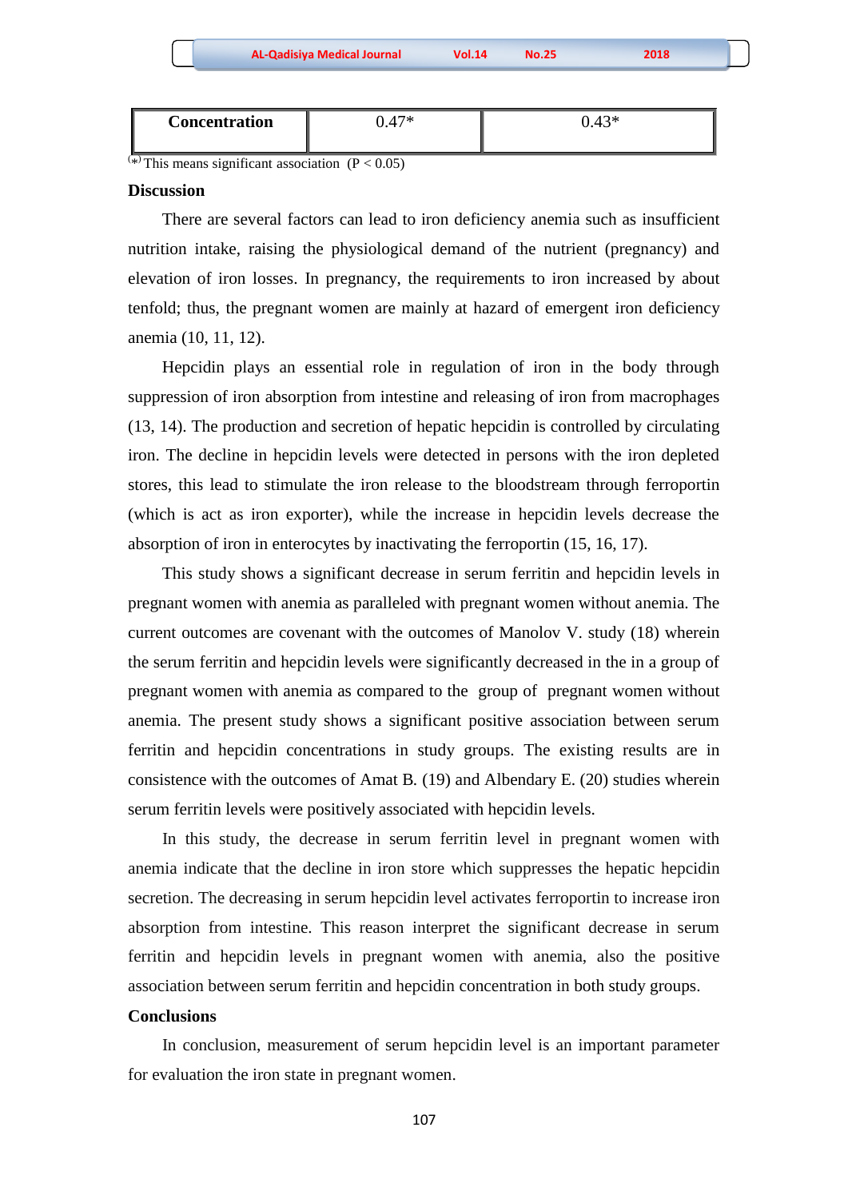| Concentration | 0.47* | 0.43* |
|---|---|---|

(*) This means significant association ($P < 0.05$)

## Discussion

There are several factors can lead to iron deficiency anemia such as insufficient nutrition intake, raising the physiological demand of the nutrient (pregnancy) and elevation of iron losses. In pregnancy, the requirements to iron increased by about tenfold; thus, the pregnant women are mainly at hazard of emergent iron deficiency anemia (10, 11, 12).

Hepcidin plays an essential role in regulation of iron in the body through suppression of iron absorption from intestine and releasing of iron from macrophages (13, 14). The production and secretion of hepatic hepcidin is controlled by circulating iron. The decline in hepcidin levels were detected in persons with the iron depleted stores, this lead to stimulate the iron release to the bloodstream through ferroportin (which is act as iron exporter), while the increase in hepcidin levels decrease the absorption of iron in enterocytes by inactivating the ferroportin (15, 16, 17).

This study shows a significant decrease in serum ferritin and hepcidin levels in pregnant women with anemia as paralleled with pregnant women without anemia. The current outcomes are covenant with the outcomes of Manolov V. study (18) wherein the serum ferritin and hepcidin levels were significantly decreased in the in a group of pregnant women with anemia as compared to the group of pregnant women without anemia. The present study shows a significant positive association between serum ferritin and hepcidin concentrations in study groups. The existing results are in consistence with the outcomes of Amat B. (19) and Albendary E. (20) studies wherein serum ferritin levels were positively associated with hepcidin levels.

In this study, the decrease in serum ferritin level in pregnant women with anemia indicate that the decline in iron store which suppresses the hepatic hepcidin secretion. The decreasing in serum hepcidin level activates ferroportin to increase iron absorption from intestine. This reason interpret the significant decrease in serum ferritin and hepcidin levels in pregnant women with anemia, also the positive association between serum ferritin and hepcidin concentration in both study groups.

## Conclusions

In conclusion, measurement of serum hepcidin level is an important parameter for evaluation the iron state in pregnant women.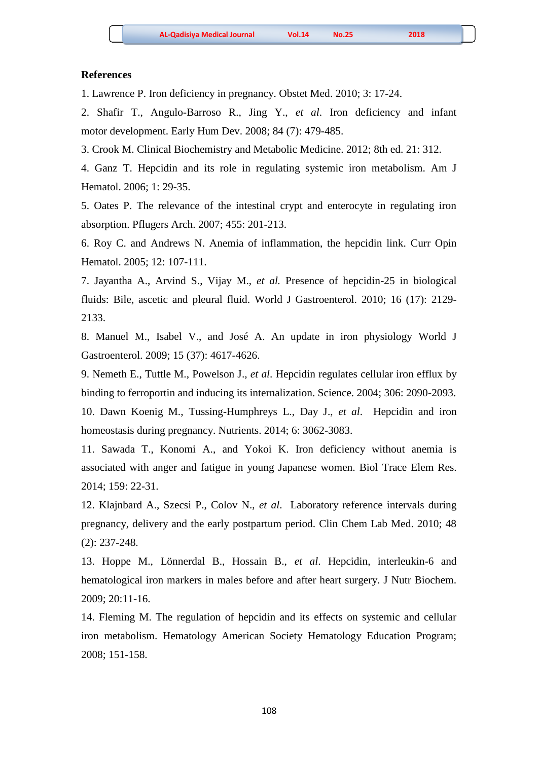**References**

1. Lawrence P. Iron deficiency in pregnancy. Obstet Med. 2010; 3: 17-24.
2. Shafir T., Angulo-Barroso R., Jing Y., *et al*. Iron deficiency and infant motor development. Early Hum Dev. 2008; 84 (7): 479-485.
3. Crook M. Clinical Biochemistry and Metabolic Medicine. 2012; 8th ed. 21: 312.
4. Ganz T. Hepcidin and its role in regulating systemic iron metabolism. Am J Hematol. 2006; 1: 29-35.
5. Oates P. The relevance of the intestinal crypt and enterocyte in regulating iron absorption. Pflugers Arch. 2007; 455: 201-213.
6. Roy C. and Andrews N. Anemia of inflammation, the hepcidin link. Curr Opin Hematol. 2005; 12: 107-111.
7. Jayantha A., Arvind S., Vijay M., *et al.* Presence of hepcidin-25 in biological fluids: Bile, ascetic and pleural fluid. World J Gastroenterol. 2010; 16 (17): 2129-2133.
8. Manuel M., Isabel V., and José A. An update in iron physiology World J Gastroenterol. 2009; 15 (37): 4617-4626.
9. Nemeth E., Tuttle M., Powelson J., *et al*. Hepcidin regulates cellular iron efflux by binding to ferroportin and inducing its internalization. Science. 2004; 306: 2090-2093.
10. Dawn Koenig M., Tussing-Humphreys L., Day J., *et al*. Hepcidin and iron homeostasis during pregnancy. Nutrients. 2014; 6: 3062-3083.
11. Sawada T., Konomi A., and Yokoi K. Iron deficiency without anemia is associated with anger and fatigue in young Japanese women. Biol Trace Elem Res. 2014; 159: 22-31.
12. Klajnbard A., Szecsi P., Colov N., *et al*. Laboratory reference intervals during pregnancy, delivery and the early postpartum period. Clin Chem Lab Med. 2010; 48 (2): 237-248.
13. Hoppe M., Lönnerdal B., Hossain B., *et al*. Hepcidin, interleukin-6 and hematological iron markers in males before and after heart surgery. J Nutr Biochem. 2009; 20:11-16.
14. Fleming M. The regulation of hepcidin and its effects on systemic and cellular iron metabolism. Hematology American Society Hematology Education Program; 2008; 151-158.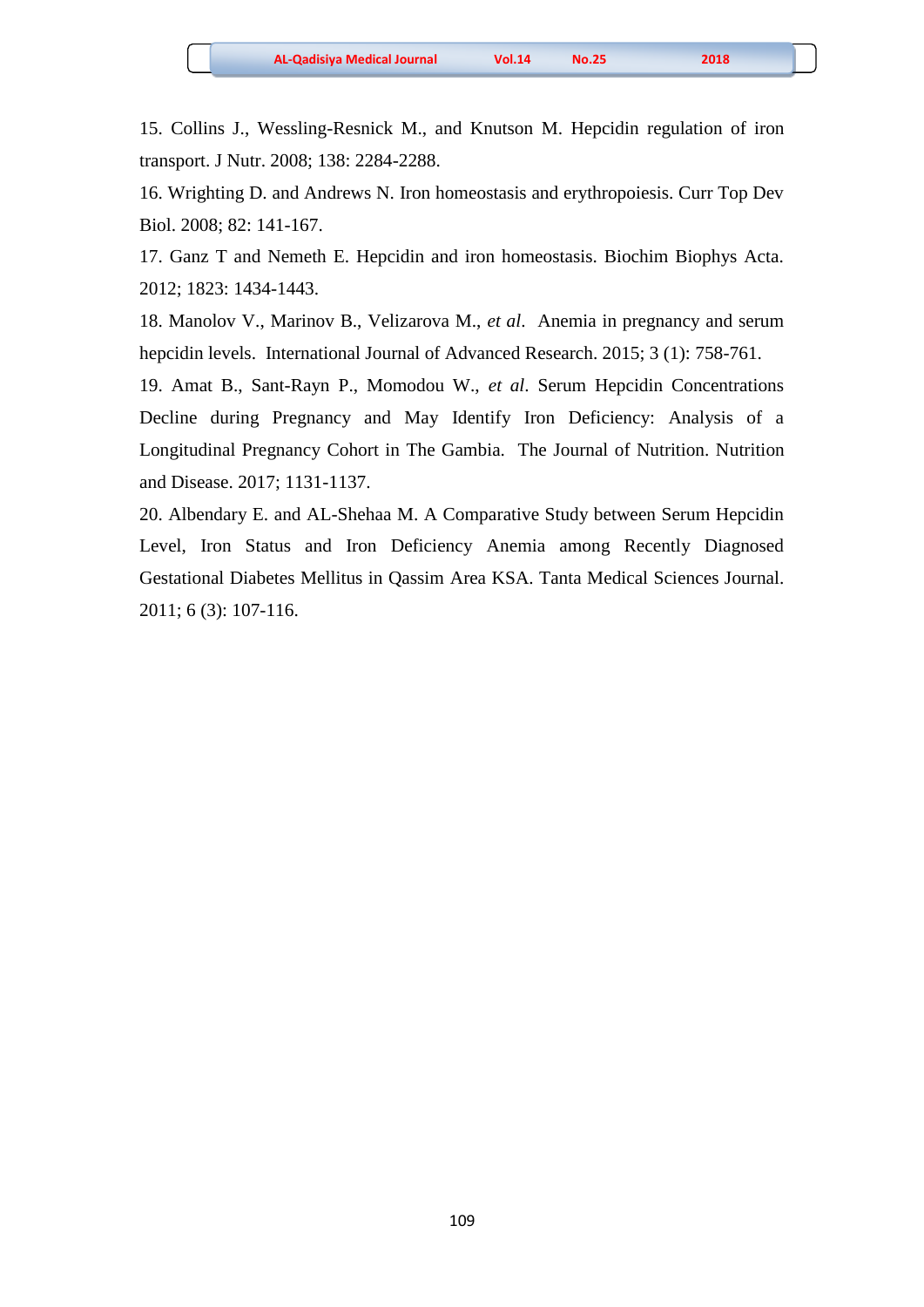15. Collins J., Wessling-Resnick M., and Knutson M. Hepcidin regulation of iron transport. J Nutr. 2008; 138: 2284-2288.

16. Wrighting D. and Andrews N. Iron homeostasis and erythropoiesis. Curr Top Dev Biol. 2008; 82: 141-167.

17. Ganz T and Nemeth E. Hepcidin and iron homeostasis. Biochim Biophys Acta. 2012; 1823: 1434-1443.

18. Manolov V., Marinov B., Velizarova M., *et al*. Anemia in pregnancy and serum hepcidin levels. International Journal of Advanced Research. 2015; 3 (1): 758-761.

19. Amat B., Sant-Rayn P., Momodou W., *et al*. Serum Hepcidin Concentrations Decline during Pregnancy and May Identify Iron Deficiency: Analysis of a Longitudinal Pregnancy Cohort in The Gambia. The Journal of Nutrition. Nutrition and Disease. 2017; 1131-1137.

20. Albendary E. and AL-Shehaa M. A Comparative Study between Serum Hepcidin Level, Iron Status and Iron Deficiency Anemia among Recently Diagnosed Gestational Diabetes Mellitus in Qassim Area KSA. Tanta Medical Sciences Journal. 2011; 6 (3): 107-116.